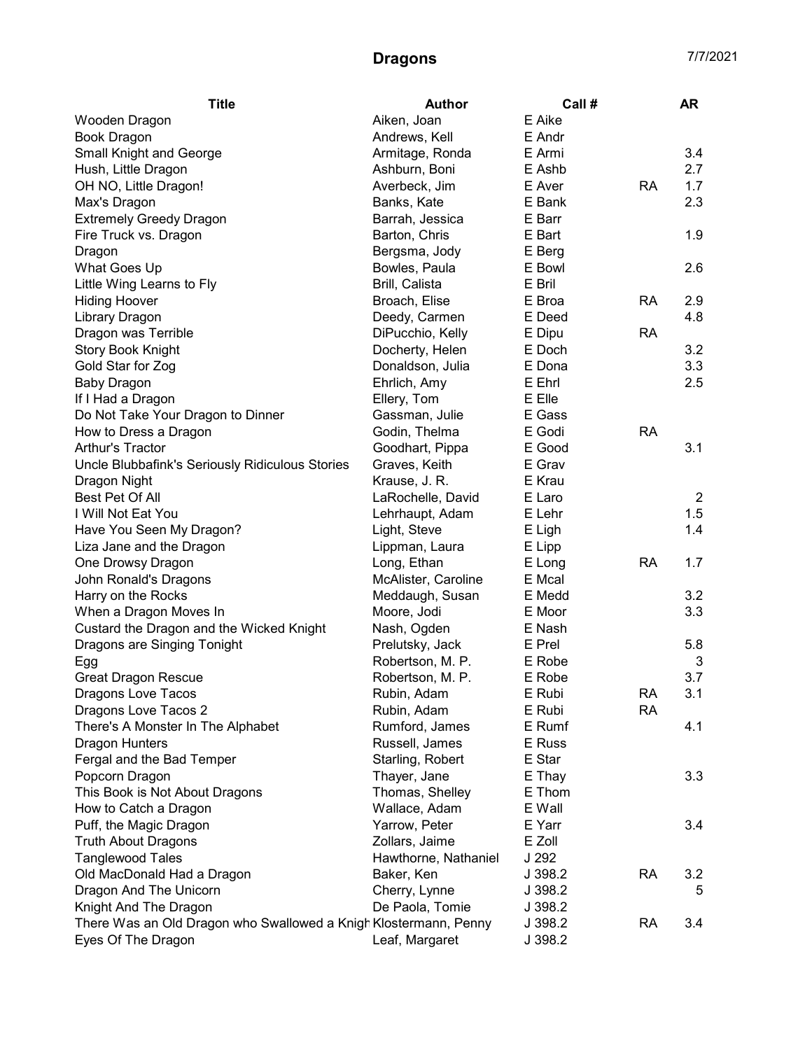# Dragons

7/7/2021

| Title | Author | Call # | | AR |
|---|---|---|---|---|
| Wooden Dragon | Aiken, Joan | E Aike | | |
| Book Dragon | Andrews, Kell | E Andr | | |
| Small Knight and George | Armitage, Ronda | E Armi | | 3.4 |
| Hush, Little Dragon | Ashburn, Boni | E Ashb | | 2.7 |
| OH NO, Little Dragon! | Averbeck, Jim | E Aver | RA | 1.7 |
| Max's Dragon | Banks, Kate | E Bank | | 2.3 |
| Extremely Greedy Dragon | Barrah, Jessica | E Barr | | |
| Fire Truck vs. Dragon | Barton, Chris | E Bart | | 1.9 |
| Dragon | Bergsma, Jody | E Berg | | |
| What Goes Up | Bowles, Paula | E Bowl | | 2.6 |
| Little Wing Learns to Fly | Brill, Calista | E Bril | | |
| Hiding Hoover | Broach, Elise | E Broa | RA | 2.9 |
| Library Dragon | Deedy, Carmen | E Deed | | 4.8 |
| Dragon was Terrible | DiPucchio, Kelly | E Dipu | RA | |
| Story Book Knight | Docherty, Helen | E Doch | | 3.2 |
| Gold Star for Zog | Donaldson, Julia | E Dona | | 3.3 |
| Baby Dragon | Ehrlich, Amy | E Ehrl | | 2.5 |
| If I Had a Dragon | Ellery, Tom | E Elle | | |
| Do Not Take Your Dragon to Dinner | Gassman, Julie | E Gass | | |
| How to Dress a Dragon | Godin, Thelma | E Godi | RA | |
| Arthur's Tractor | Goodhart, Pippa | E Good | | 3.1 |
| Uncle Blubbafink's Seriously Ridiculous Stories | Graves, Keith | E Grav | | |
| Dragon Night | Krause, J. R. | E Krau | | |
| Best Pet Of All | LaRochelle, David | E Laro | | 2 |
| I Will Not Eat You | Lehrhaupt, Adam | E Lehr | | 1.5 |
| Have You Seen My Dragon? | Light, Steve | E Ligh | | 1.4 |
| Liza Jane and the Dragon | Lippman, Laura | E Lipp | | |
| One Drowsy Dragon | Long, Ethan | E Long | RA | 1.7 |
| John Ronald's Dragons | McAlister, Caroline | E Mcal | | |
| Harry on the Rocks | Meddaugh, Susan | E Medd | | 3.2 |
| When a Dragon Moves In | Moore, Jodi | E Moor | | 3.3 |
| Custard the Dragon and the Wicked Knight | Nash, Ogden | E Nash | | |
| Dragons are Singing Tonight | Prelutsky, Jack | E Prel | | 5.8 |
| Egg | Robertson, M. P. | E Robe | | 3 |
| Great Dragon Rescue | Robertson, M. P. | E Robe | | 3.7 |
| Dragons Love Tacos | Rubin, Adam | E Rubi | RA | 3.1 |
| Dragons Love Tacos 2 | Rubin, Adam | E Rubi | RA | |
| There's A Monster In The Alphabet | Rumford, James | E Rumf | | 4.1 |
| Dragon Hunters | Russell, James | E Russ | | |
| Fergal and the Bad Temper | Starling, Robert | E Star | | |
| Popcorn Dragon | Thayer, Jane | E Thay | | 3.3 |
| This Book is Not About Dragons | Thomas, Shelley | E Thom | | |
| How to Catch a Dragon | Wallace, Adam | E Wall | | |
| Puff, the Magic Dragon | Yarrow, Peter | E Yarr | | 3.4 |
| Truth About Dragons | Zollars, Jaime | E Zoll | | |
| Tanglewood Tales | Hawthorne, Nathaniel | J 292 | | |
| Old MacDonald Had a Dragon | Baker, Ken | J 398.2 | RA | 3.2 |
| Dragon And The Unicorn | Cherry, Lynne | J 398.2 | | 5 |
| Knight And The Dragon | De Paola, Tomie | J 398.2 | | |
| There Was an Old Dragon who Swallowed a Knigh | Klostermann, Penny | J 398.2 | RA | 3.4 |
| Eyes Of The Dragon | Leaf, Margaret | J 398.2 | | |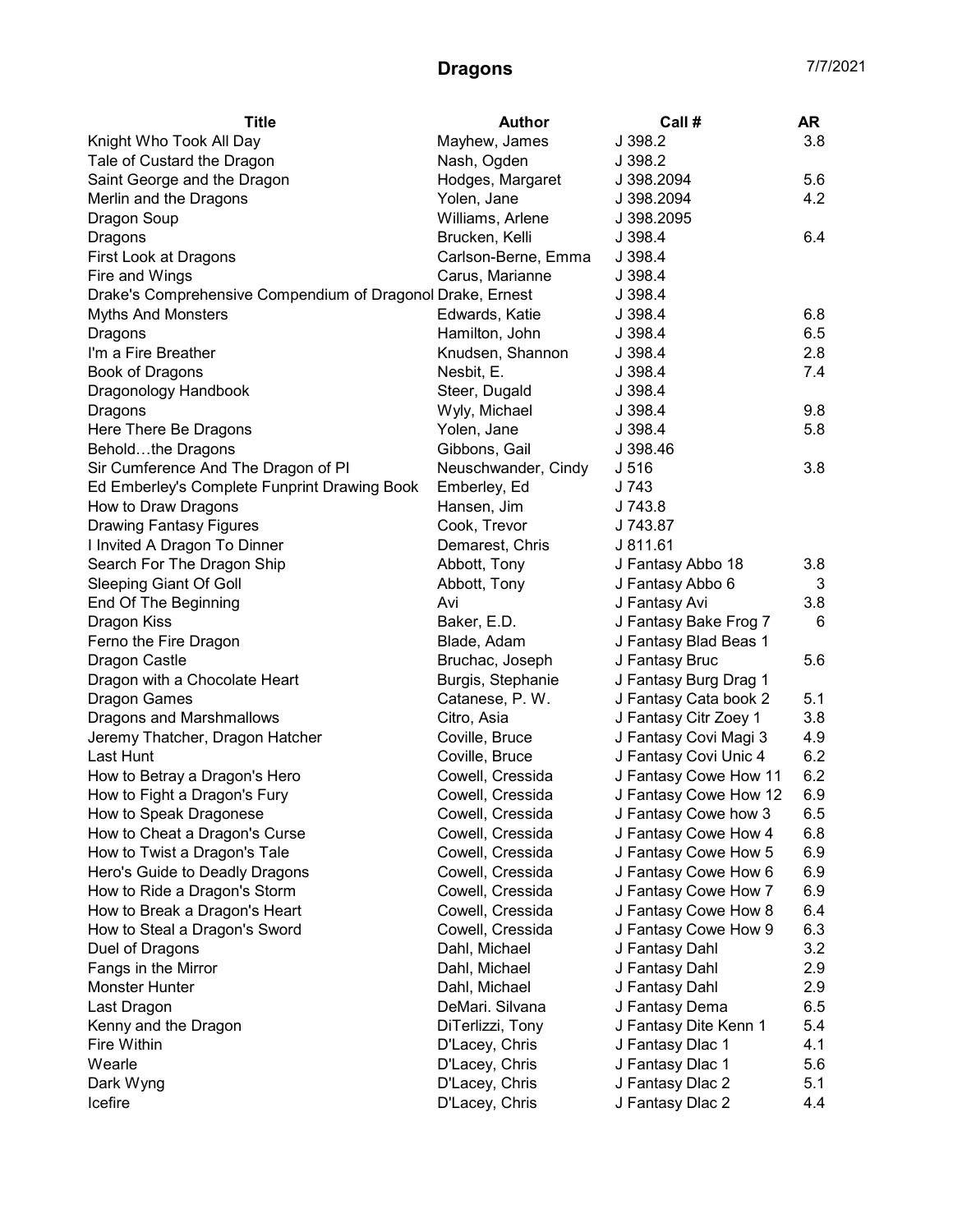# Dragons

7/7/2021

| Title | Author | Call # | AR |
| --- | --- | --- | --- |
| Knight Who Took All Day | Mayhew, James | J 398.2 | 3.8 |
| Tale of Custard the Dragon | Nash, Ogden | J 398.2 | |
| Saint George and the Dragon | Hodges, Margaret | J 398.2094 | 5.6 |
| Merlin and the Dragons | Yolen, Jane | J 398.2094 | 4.2 |
| Dragon Soup | Williams, Arlene | J 398.2095 | |
| Dragons | Brucken, Kelli | J 398.4 | 6.4 |
| First Look at Dragons | Carlson-Berne, Emma | J 398.4 | |
| Fire and Wings | Carus, Marianne | J 398.4 | |
| Drake's Comprehensive Compendium of Dragonol | Drake, Ernest | J 398.4 | |
| Myths And Monsters | Edwards, Katie | J 398.4 | 6.8 |
| Dragons | Hamilton, John | J 398.4 | 6.5 |
| I'm a Fire Breather | Knudsen, Shannon | J 398.4 | 2.8 |
| Book of Dragons | Nesbit, E. | J 398.4 | 7.4 |
| Dragonology Handbook | Steer, Dugald | J 398.4 | |
| Dragons | Wyly, Michael | J 398.4 | 9.8 |
| Here There Be Dragons | Yolen, Jane | J 398.4 | 5.8 |
| Behold…the Dragons | Gibbons, Gail | J 398.46 | |
| Sir Cumference And The Dragon of PI | Neuschwander, Cindy | J 516 | 3.8 |
| Ed Emberley's Complete Funprint Drawing Book | Emberley, Ed | J 743 | |
| How to Draw Dragons | Hansen, Jim | J 743.8 | |
| Drawing Fantasy Figures | Cook, Trevor | J 743.87 | |
| I Invited A Dragon To Dinner | Demarest, Chris | J 811.61 | |
| Search For The Dragon Ship | Abbott, Tony | J Fantasy Abbo 18 | 3.8 |
| Sleeping Giant Of Goll | Abbott, Tony | J Fantasy Abbo 6 | 3 |
| End Of The Beginning | Avi | J Fantasy Avi | 3.8 |
| Dragon Kiss | Baker, E.D. | J Fantasy Bake Frog 7 | 6 |
| Ferno the Fire Dragon | Blade, Adam | J Fantasy Blad Beas 1 | |
| Dragon Castle | Bruchac, Joseph | J Fantasy Bruc | 5.6 |
| Dragon with a Chocolate Heart | Burgis, Stephanie | J Fantasy Burg Drag 1 | |
| Dragon Games | Catanese, P. W. | J Fantasy Cata book 2 | 5.1 |
| Dragons and Marshmallows | Citro, Asia | J Fantasy Citr Zoey 1 | 3.8 |
| Jeremy Thatcher, Dragon Hatcher | Coville, Bruce | J Fantasy Covi Magi 3 | 4.9 |
| Last Hunt | Coville, Bruce | J Fantasy Covi Unic 4 | 6.2 |
| How to Betray a Dragon's Hero | Cowell, Cressida | J Fantasy Cowe How 11 | 6.2 |
| How to Fight a Dragon's Fury | Cowell, Cressida | J Fantasy Cowe How 12 | 6.9 |
| How to Speak Dragonese | Cowell, Cressida | J Fantasy Cowe how 3 | 6.5 |
| How to Cheat a Dragon's Curse | Cowell, Cressida | J Fantasy Cowe How 4 | 6.8 |
| How to Twist a Dragon's Tale | Cowell, Cressida | J Fantasy Cowe How 5 | 6.9 |
| Hero's Guide to Deadly Dragons | Cowell, Cressida | J Fantasy Cowe How 6 | 6.9 |
| How to Ride a Dragon's Storm | Cowell, Cressida | J Fantasy Cowe How 7 | 6.9 |
| How to Break a Dragon's Heart | Cowell, Cressida | J Fantasy Cowe How 8 | 6.4 |
| How to Steal a Dragon's Sword | Cowell, Cressida | J Fantasy Cowe How 9 | 6.3 |
| Duel of Dragons | Dahl, Michael | J Fantasy Dahl | 3.2 |
| Fangs in the Mirror | Dahl, Michael | J Fantasy Dahl | 2.9 |
| Monster Hunter | Dahl, Michael | J Fantasy Dahl | 2.9 |
| Last Dragon | DeMari. Silvana | J Fantasy Dema | 6.5 |
| Kenny and the Dragon | DiTerlizzi, Tony | J Fantasy Dite Kenn 1 | 5.4 |
| Fire Within | D'Lacey, Chris | J Fantasy Dlac 1 | 4.1 |
| Wearle | D'Lacey, Chris | J Fantasy Dlac 1 | 5.6 |
| Dark Wyng | D'Lacey, Chris | J Fantasy Dlac 2 | 5.1 |
| Icefire | D'Lacey, Chris | J Fantasy Dlac 2 | 4.4 |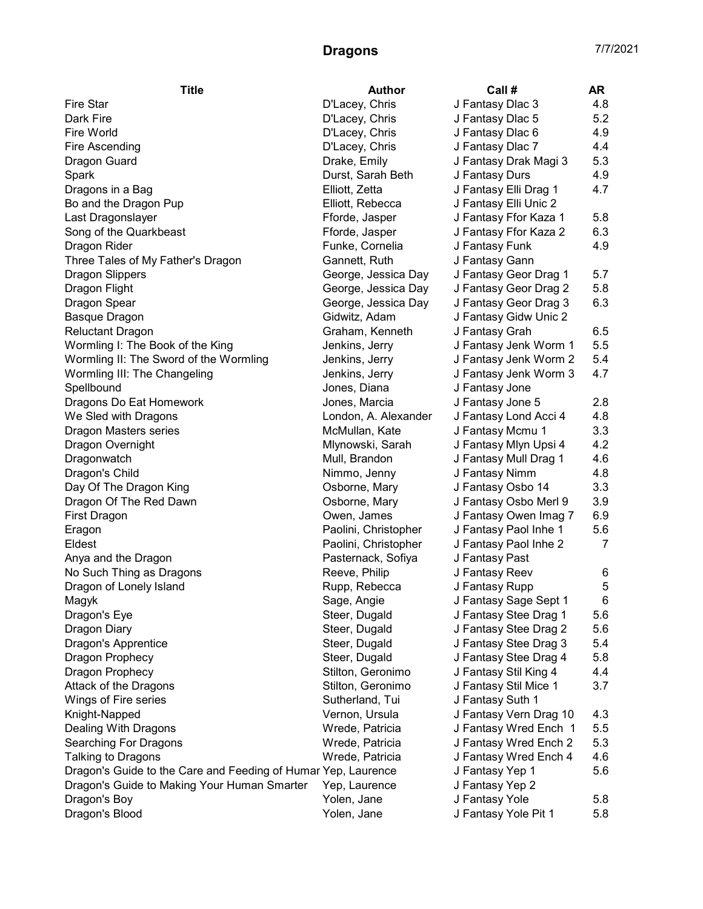# Dragons

7/7/2021

| Title | Author | Call # | AR |
|---|---|---|---|
| Fire Star | D'Lacey, Chris | J Fantasy Dlac 3 | 4.8 |
| Dark Fire | D'Lacey, Chris | J Fantasy Dlac 5 | 5.2 |
| Fire World | D'Lacey, Chris | J Fantasy Dlac 6 | 4.9 |
| Fire Ascending | D'Lacey, Chris | J Fantasy Dlac 7 | 4.4 |
| Dragon Guard | Drake, Emily | J Fantasy Drak Magi 3 | 5.3 |
| Spark | Durst, Sarah Beth | J Fantasy Durs | 4.9 |
| Dragons in a Bag | Elliott, Zetta | J Fantasy Elli Drag 1 | 4.7 |
| Bo and the Dragon Pup | Elliott, Rebecca | J Fantasy Elli Unic 2 | |
| Last Dragonslayer | Fforde, Jasper | J Fantasy Ffor Kaza 1 | 5.8 |
| Song of the Quarkbeast | Fforde, Jasper | J Fantasy Ffor Kaza 2 | 6.3 |
| Dragon Rider | Funke, Cornelia | J Fantasy Funk | 4.9 |
| Three Tales of My Father's Dragon | Gannett, Ruth | J Fantasy Gann | |
| Dragon Slippers | George, Jessica Day | J Fantasy Geor Drag 1 | 5.7 |
| Dragon Flight | George, Jessica Day | J Fantasy Geor Drag 2 | 5.8 |
| Dragon Spear | George, Jessica Day | J Fantasy Geor Drag 3 | 6.3 |
| Basque Dragon | Gidwitz, Adam | J Fantasy Gidw Unic 2 | |
| Reluctant Dragon | Graham, Kenneth | J Fantasy Grah | 6.5 |
| Wormling I: The Book of the King | Jenkins, Jerry | J Fantasy Jenk Worm 1 | 5.5 |
| Wormling II: The Sword of the Wormling | Jenkins, Jerry | J Fantasy Jenk Worm 2 | 5.4 |
| Wormling III: The Changeling | Jenkins, Jerry | J Fantasy Jenk Worm 3 | 4.7 |
| Spellbound | Jones, Diana | J Fantasy Jone | |
| Dragons Do Eat Homework | Jones, Marcia | J Fantasy Jone 5 | 2.8 |
| We Sled with Dragons | London, A. Alexander | J Fantasy Lond Acci 4 | 4.8 |
| Dragon Masters series | McMullan, Kate | J Fantasy Mcmu 1 | 3.3 |
| Dragon Overnight | Mlynowski, Sarah | J Fantasy Mlyn Upsi 4 | 4.2 |
| Dragonwatch | Mull, Brandon | J Fantasy Mull Drag 1 | 4.6 |
| Dragon's Child | Nimmo, Jenny | J Fantasy Nimm | 4.8 |
| Day Of The Dragon King | Osborne, Mary | J Fantasy Osbo 14 | 3.3 |
| Dragon Of The Red Dawn | Osborne, Mary | J Fantasy Osbo Merl 9 | 3.9 |
| First Dragon | Owen, James | J Fantasy Owen Imag 7 | 6.9 |
| Eragon | Paolini, Christopher | J Fantasy Paol Inhe 1 | 5.6 |
| Eldest | Paolini, Christopher | J Fantasy Paol Inhe 2 | 7 |
| Anya and the Dragon | Pasternack, Sofiya | J Fantasy Past | |
| No Such Thing as Dragons | Reeve, Philip | J Fantasy Reev | 6 |
| Dragon of Lonely Island | Rupp, Rebecca | J Fantasy Rupp | 5 |
| Magyk | Sage, Angie | J Fantasy Sage Sept 1 | 6 |
| Dragon's Eye | Steer, Dugald | J Fantasy Stee Drag 1 | 5.6 |
| Dragon Diary | Steer, Dugald | J Fantasy Stee Drag 2 | 5.6 |
| Dragon's Apprentice | Steer, Dugald | J Fantasy Stee Drag 3 | 5.4 |
| Dragon Prophecy | Steer, Dugald | J Fantasy Stee Drag 4 | 5.8 |
| Dragon Prophecy | Stilton, Geronimo | J Fantasy Stil King 4 | 4.4 |
| Attack of the Dragons | Stilton, Geronimo | J Fantasy Stil Mice 1 | 3.7 |
| Wings of Fire series | Sutherland, Tui | J Fantasy Suth 1 | |
| Knight-Napped | Vernon, Ursula | J Fantasy Vern Drag 10 | 4.3 |
| Dealing With Dragons | Wrede, Patricia | J Fantasy Wred Ench 1 | 5.5 |
| Searching For Dragons | Wrede, Patricia | J Fantasy Wred Ench 2 | 5.3 |
| Talking to Dragons | Wrede, Patricia | J Fantasy Wred Ench 4 | 4.6 |
| Dragon's Guide to the Care and Feeding of Humar | Yep, Laurence | J Fantasy Yep 1 | 5.6 |
| Dragon's Guide to Making Your Human Smarter | Yep, Laurence | J Fantasy Yep 2 | |
| Dragon's Boy | Yolen, Jane | J Fantasy Yole | 5.8 |
| Dragon's Blood | Yolen, Jane | J Fantasy Yole Pit 1 | 5.8 |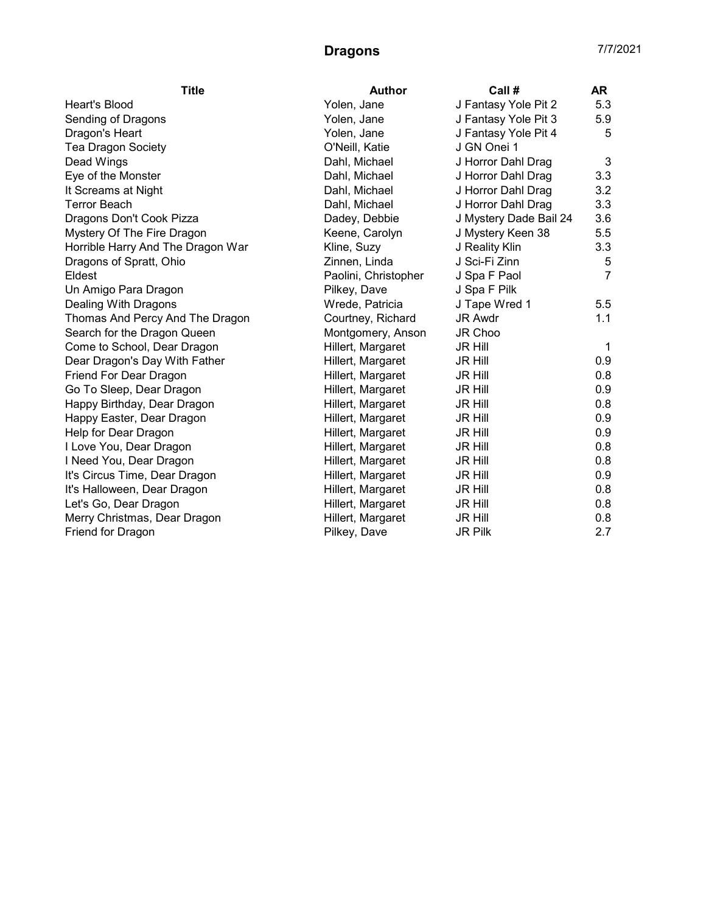# Dragons

7/7/2021

| Title | Author | Call # | AR |
|---|---|---|---|
| Heart's Blood | Yolen, Jane | J Fantasy Yole Pit 2 | 5.3 |
| Sending of Dragons | Yolen, Jane | J Fantasy Yole Pit 3 | 5.9 |
| Dragon's Heart | Yolen, Jane | J Fantasy Yole Pit 4 | 5 |
| Tea Dragon Society | O'Neill, Katie | J GN Onei 1 | |
| Dead Wings | Dahl, Michael | J Horror Dahl Drag | 3 |
| Eye of the Monster | Dahl, Michael | J Horror Dahl Drag | 3.3 |
| It Screams at Night | Dahl, Michael | J Horror Dahl Drag | 3.2 |
| Terror Beach | Dahl, Michael | J Horror Dahl Drag | 3.3 |
| Dragons Don't Cook Pizza | Dadey, Debbie | J Mystery Dade Bail 24 | 3.6 |
| Mystery Of The Fire Dragon | Keene, Carolyn | J Mystery Keen 38 | 5.5 |
| Horrible Harry And The Dragon War | Kline, Suzy | J Reality Klin | 3.3 |
| Dragons of Spratt, Ohio | Zinnen, Linda | J Sci-Fi Zinn | 5 |
| Eldest | Paolini, Christopher | J Spa F Paol | 7 |
| Un Amigo Para Dragon | Pilkey, Dave | J Spa F Pilk | |
| Dealing With Dragons | Wrede, Patricia | J Tape Wred 1 | 5.5 |
| Thomas And Percy And The Dragon | Courtney, Richard | JR Awdr | 1.1 |
| Search for the Dragon Queen | Montgomery, Anson | JR Choo | |
| Come to School, Dear Dragon | Hillert, Margaret | JR Hill | 1 |
| Dear Dragon's Day With Father | Hillert, Margaret | JR Hill | 0.9 |
| Friend For Dear Dragon | Hillert, Margaret | JR Hill | 0.8 |
| Go To Sleep, Dear Dragon | Hillert, Margaret | JR Hill | 0.9 |
| Happy Birthday, Dear Dragon | Hillert, Margaret | JR Hill | 0.8 |
| Happy Easter, Dear Dragon | Hillert, Margaret | JR Hill | 0.9 |
| Help for Dear Dragon | Hillert, Margaret | JR Hill | 0.9 |
| I Love You, Dear Dragon | Hillert, Margaret | JR Hill | 0.8 |
| I Need You, Dear Dragon | Hillert, Margaret | JR Hill | 0.8 |
| It's Circus Time, Dear Dragon | Hillert, Margaret | JR Hill | 0.9 |
| It's Halloween, Dear Dragon | Hillert, Margaret | JR Hill | 0.8 |
| Let's Go, Dear Dragon | Hillert, Margaret | JR Hill | 0.8 |
| Merry Christmas, Dear Dragon | Hillert, Margaret | JR Hill | 0.8 |
| Friend for Dragon | Pilkey, Dave | JR Pilk | 2.7 |